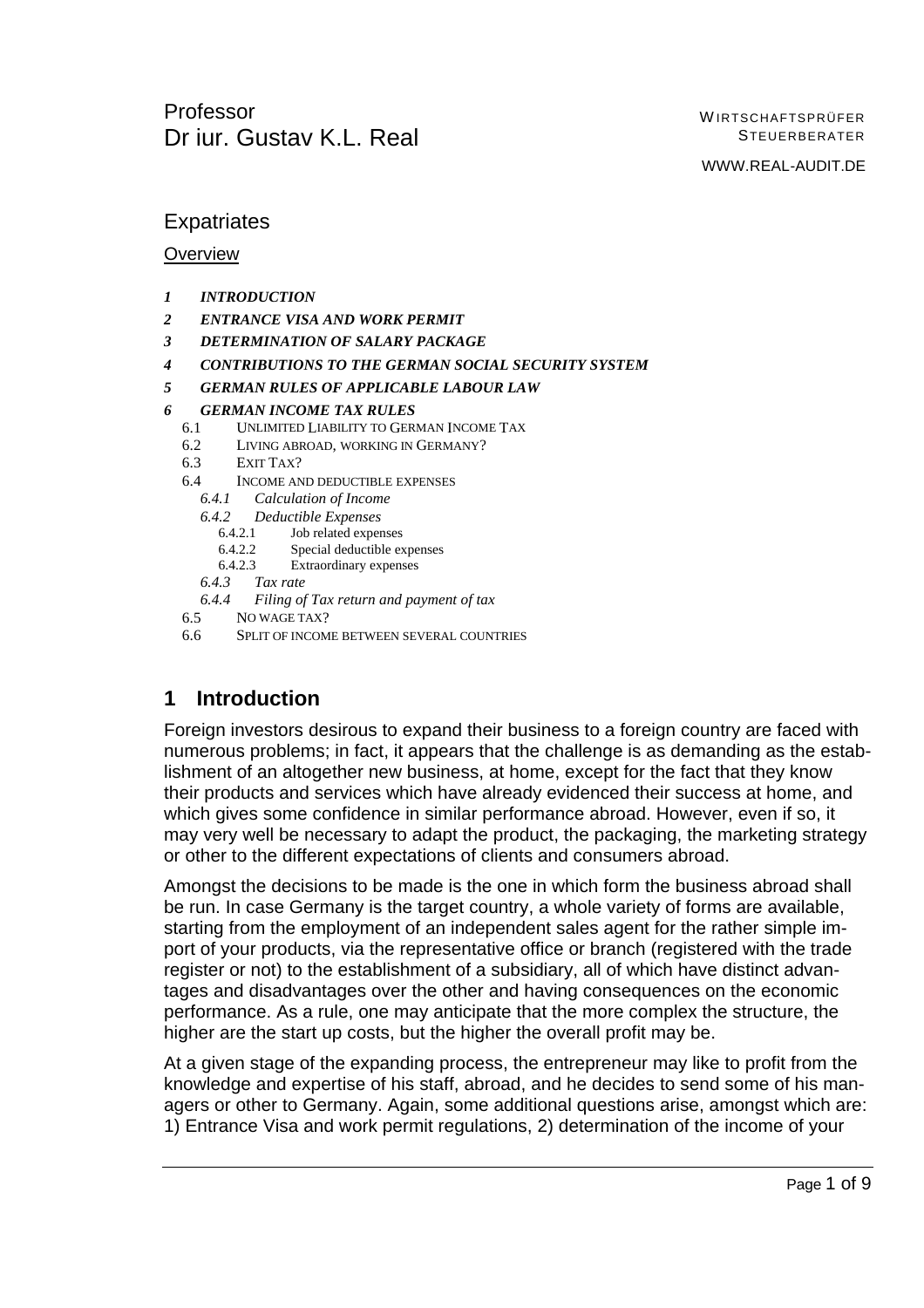Professor
Dr iur. Gustav K.L. Real

WIRTSCHAFTSPRÜFER
STEUERBERATER

WWW.REAL-AUDIT.DE

# Expatriates

Overview

- *1 INTRODUCTION*
- *2 ENTRANCE VISA AND WORK PERMIT*
- *3 DETERMINATION OF SALARY PACKAGE*
- *4 CONTRIBUTIONS TO THE GERMAN SOCIAL SECURITY SYSTEM*
- *5 GERMAN RULES OF APPLICABLE LABOUR LAW*
- *6 GERMAN INCOME TAX RULES*
  - 6.1 UNLIMITED LIABILITY TO GERMAN INCOME TAX
  - 6.2 LIVING ABROAD, WORKING IN GERMANY?
  - 6.3 EXIT TAX?
  - 6.4 INCOME AND DEDUCTIBLE EXPENSES
    - *6.4.1 Calculation of Income*
    - *6.4.2 Deductible Expenses*
      - 6.4.2.1 Job related expenses
      - 6.4.2.2 Special deductible expenses
      - 6.4.2.3 Extraordinary expenses
    - *6.4.3 Tax rate*
    - *6.4.4 Filing of Tax return and payment of tax*
  - 6.5 NO WAGE TAX?
  - 6.6 SPLIT OF INCOME BETWEEN SEVERAL COUNTRIES

## 1 Introduction

Foreign investors desirous to expand their business to a foreign country are faced with numerous problems; in fact, it appears that the challenge is as demanding as the establishment of an altogether new business, at home, except for the fact that they know their products and services which have already evidenced their success at home, and which gives some confidence in similar performance abroad. However, even if so, it may very well be necessary to adapt the product, the packaging, the marketing strategy or other to the different expectations of clients and consumers abroad.

Amongst the decisions to be made is the one in which form the business abroad shall be run. In case Germany is the target country, a whole variety of forms are available, starting from the employment of an independent sales agent for the rather simple import of your products, via the representative office or branch (registered with the trade register or not) to the establishment of a subsidiary, all of which have distinct advantages and disadvantages over the other and having consequences on the economic performance. As a rule, one may anticipate that the more complex the structure, the higher are the start up costs, but the higher the overall profit may be.

At a given stage of the expanding process, the entrepreneur may like to profit from the knowledge and expertise of his staff, abroad, and he decides to send some of his managers or other to Germany. Again, some additional questions arise, amongst which are: 1) Entrance Visa and work permit regulations, 2) determination of the income of your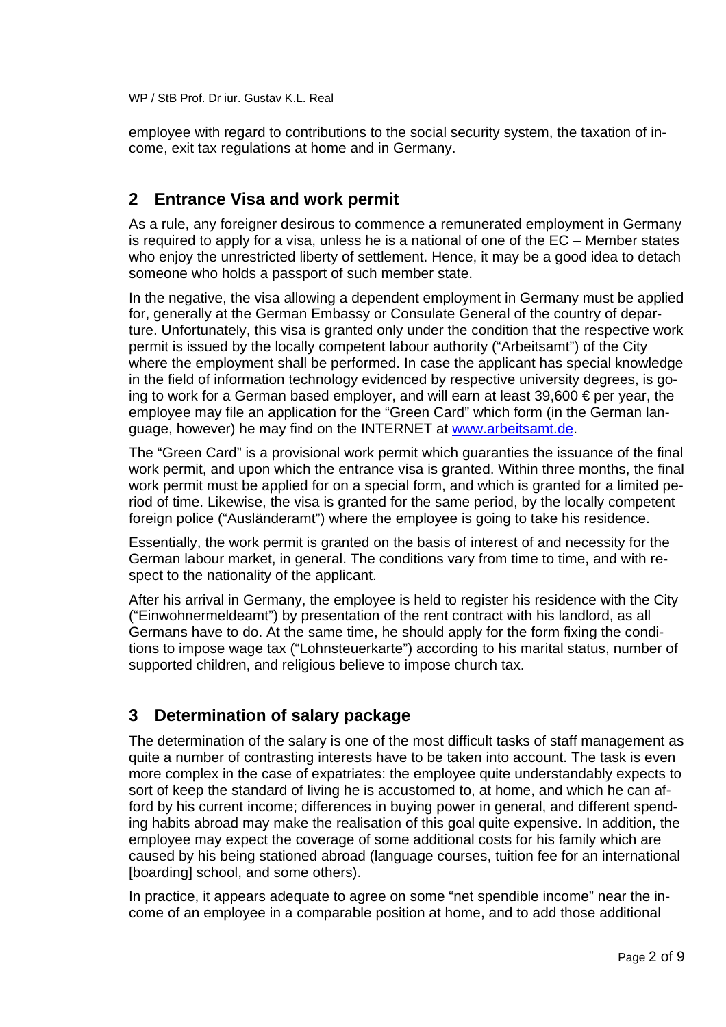employee with regard to contributions to the social security system, the taxation of income, exit tax regulations at home and in Germany.

## 2 Entrance Visa and work permit

As a rule, any foreigner desirous to commence a remunerated employment in Germany is required to apply for a visa, unless he is a national of one of the EC – Member states who enjoy the unrestricted liberty of settlement. Hence, it may be a good idea to detach someone who holds a passport of such member state.

In the negative, the visa allowing a dependent employment in Germany must be applied for, generally at the German Embassy or Consulate General of the country of departure. Unfortunately, this visa is granted only under the condition that the respective work permit is issued by the locally competent labour authority ("Arbeitsamt") of the City where the employment shall be performed. In case the applicant has special knowledge in the field of information technology evidenced by respective university degrees, is going to work for a German based employer, and will earn at least 39,600 € per year, the employee may file an application for the "Green Card" which form (in the German language, however) he may find on the INTERNET at [www.arbeitsamt.de](http://www.arbeitsamt.de).

The "Green Card" is a provisional work permit which guaranties the issuance of the final work permit, and upon which the entrance visa is granted. Within three months, the final work permit must be applied for on a special form, and which is granted for a limited period of time. Likewise, the visa is granted for the same period, by the locally competent foreign police ("Ausländeramt") where the employee is going to take his residence.

Essentially, the work permit is granted on the basis of interest of and necessity for the German labour market, in general. The conditions vary from time to time, and with respect to the nationality of the applicant.

After his arrival in Germany, the employee is held to register his residence with the City ("Einwohnermeldeamt") by presentation of the rent contract with his landlord, as all Germans have to do. At the same time, he should apply for the form fixing the conditions to impose wage tax ("Lohnsteuerkarte") according to his marital status, number of supported children, and religious believe to impose church tax.

## 3 Determination of salary package

The determination of the salary is one of the most difficult tasks of staff management as quite a number of contrasting interests have to be taken into account. The task is even more complex in the case of expatriates: the employee quite understandably expects to sort of keep the standard of living he is accustomed to, at home, and which he can afford by his current income; differences in buying power in general, and different spending habits abroad may make the realisation of this goal quite expensive. In addition, the employee may expect the coverage of some additional costs for his family which are caused by his being stationed abroad (language courses, tuition fee for an international [boarding] school, and some others).

In practice, it appears adequate to agree on some "net spendible income" near the income of an employee in a comparable position at home, and to add those additional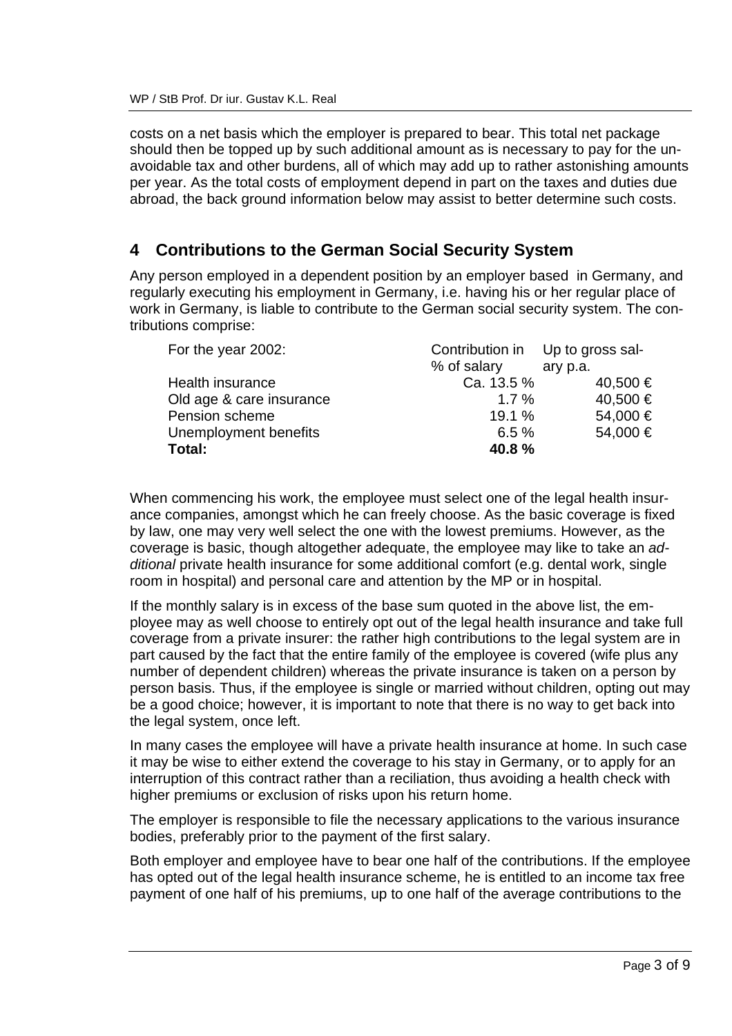costs on a net basis which the employer is prepared to bear. This total net package should then be topped up by such additional amount as is necessary to pay for the unavoidable tax and other burdens, all of which may add up to rather astonishing amounts per year. As the total costs of employment depend in part on the taxes and duties due abroad, the back ground information below may assist to better determine such costs.

## 4 Contributions to the German Social Security System

Any person employed in a dependent position by an employer based in Germany, and regularly executing his employment in Germany, i.e. having his or her regular place of work in Germany, is liable to contribute to the German social security system. The contributions comprise:

| For the year 2002: | Contribution in % of salary | Up to gross salary p.a. |
|---|---|---|
| Health insurance | Ca. 13.5 % | 40,500 € |
| Old age & care insurance | 1.7 % | 40,500 € |
| Pension scheme | 19.1 % | 54,000 € |
| Unemployment benefits | 6.5 % | 54,000 € |
| **Total:** | **40.8 %** | |

When commencing his work, the employee must select one of the legal health insurance companies, amongst which he can freely choose. As the basic coverage is fixed by law, one may very well select the one with the lowest premiums. However, as the coverage is basic, though altogether adequate, the employee may like to take an *additional* private health insurance for some additional comfort (e.g. dental work, single room in hospital) and personal care and attention by the MP or in hospital.

If the monthly salary is in excess of the base sum quoted in the above list, the employee may as well choose to entirely opt out of the legal health insurance and take full coverage from a private insurer: the rather high contributions to the legal system are in part caused by the fact that the entire family of the employee is covered (wife plus any number of dependent children) whereas the private insurance is taken on a person by person basis. Thus, if the employee is single or married without children, opting out may be a good choice; however, it is important to note that there is no way to get back into the legal system, once left.

In many cases the employee will have a private health insurance at home. In such case it may be wise to either extend the coverage to his stay in Germany, or to apply for an interruption of this contract rather than a reciliation, thus avoiding a health check with higher premiums or exclusion of risks upon his return home.

The employer is responsible to file the necessary applications to the various insurance bodies, preferably prior to the payment of the first salary.

Both employer and employee have to bear one half of the contributions. If the employee has opted out of the legal health insurance scheme, he is entitled to an income tax free payment of one half of his premiums, up to one half of the average contributions to the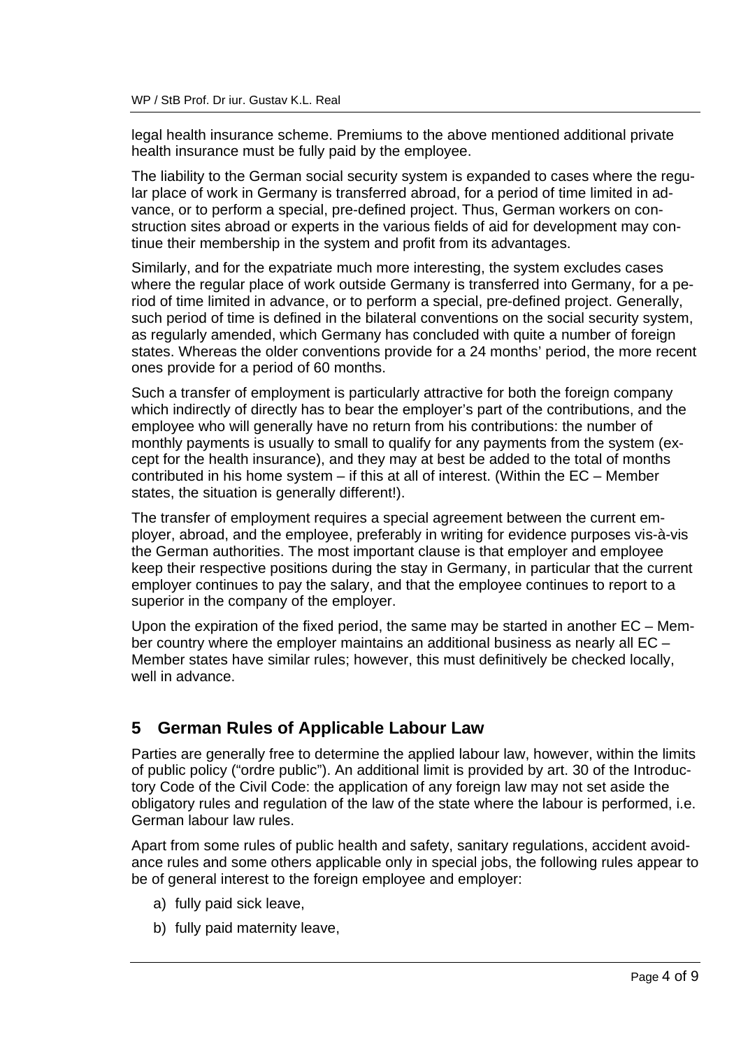legal health insurance scheme. Premiums to the above mentioned additional private health insurance must be fully paid by the employee.

The liability to the German social security system is expanded to cases where the regular place of work in Germany is transferred abroad, for a period of time limited in advance, or to perform a special, pre-defined project. Thus, German workers on construction sites abroad or experts in the various fields of aid for development may continue their membership in the system and profit from its advantages.

Similarly, and for the expatriate much more interesting, the system excludes cases where the regular place of work outside Germany is transferred into Germany, for a period of time limited in advance, or to perform a special, pre-defined project. Generally, such period of time is defined in the bilateral conventions on the social security system, as regularly amended, which Germany has concluded with quite a number of foreign states. Whereas the older conventions provide for a 24 months' period, the more recent ones provide for a period of 60 months.

Such a transfer of employment is particularly attractive for both the foreign company which indirectly of directly has to bear the employer's part of the contributions, and the employee who will generally have no return from his contributions: the number of monthly payments is usually to small to qualify for any payments from the system (except for the health insurance), and they may at best be added to the total of months contributed in his home system – if this at all of interest. (Within the EC – Member states, the situation is generally different!).

The transfer of employment requires a special agreement between the current employer, abroad, and the employee, preferably in writing for evidence purposes vis-à-vis the German authorities. The most important clause is that employer and employee keep their respective positions during the stay in Germany, in particular that the current employer continues to pay the salary, and that the employee continues to report to a superior in the company of the employer.

Upon the expiration of the fixed period, the same may be started in another EC – Member country where the employer maintains an additional business as nearly all EC – Member states have similar rules; however, this must definitively be checked locally, well in advance.

## 5 German Rules of Applicable Labour Law

Parties are generally free to determine the applied labour law, however, within the limits of public policy ("ordre public"). An additional limit is provided by art. 30 of the Introductory Code of the Civil Code: the application of any foreign law may not set aside the obligatory rules and regulation of the law of the state where the labour is performed, i.e. German labour law rules.

Apart from some rules of public health and safety, sanitary regulations, accident avoidance rules and some others applicable only in special jobs, the following rules appear to be of general interest to the foreign employee and employer:

a) fully paid sick leave,

b) fully paid maternity leave,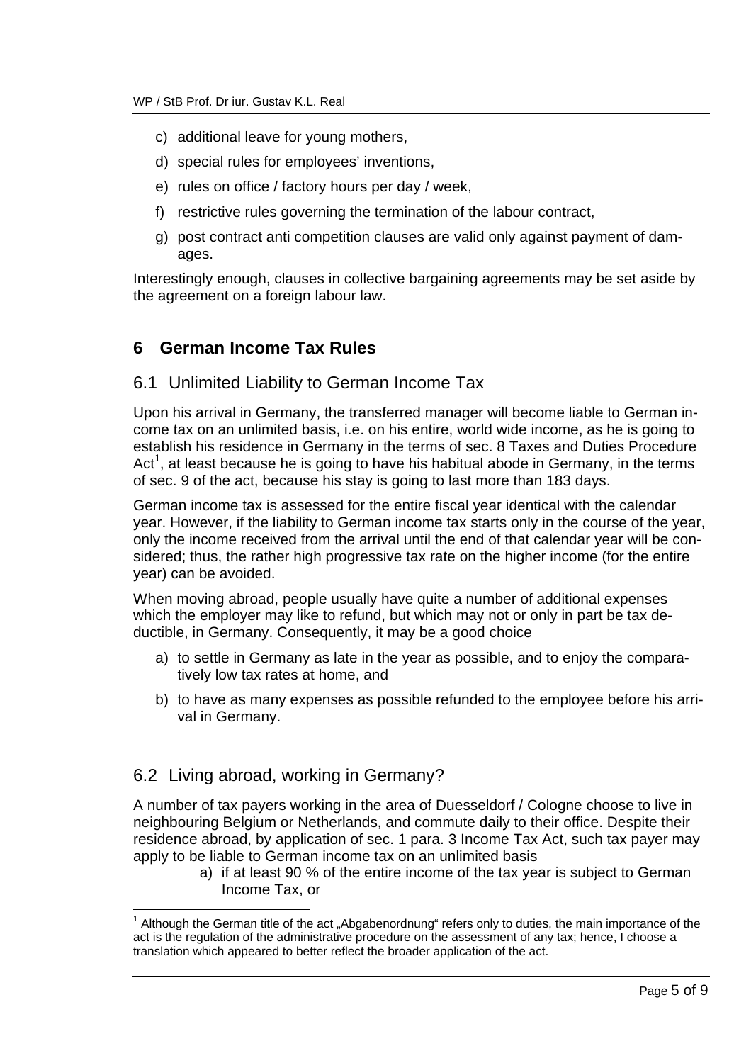c) additional leave for young mothers,

d) special rules for employees' inventions,

e) rules on office / factory hours per day / week,

f) restrictive rules governing the termination of the labour contract,

g) post contract anti competition clauses are valid only against payment of damages.

Interestingly enough, clauses in collective bargaining agreements may be set aside by the agreement on a foreign labour law.

# 6 German Income Tax Rules

## 6.1 Unlimited Liability to German Income Tax

Upon his arrival in Germany, the transferred manager will become liable to German income tax on an unlimited basis, i.e. on his entire, world wide income, as he is going to establish his residence in Germany in the terms of sec. 8 Taxes and Duties Procedure Act[1], at least because he is going to have his habitual abode in Germany, in the terms of sec. 9 of the act, because his stay is going to last more than 183 days.

German income tax is assessed for the entire fiscal year identical with the calendar year. However, if the liability to German income tax starts only in the course of the year, only the income received from the arrival until the end of that calendar year will be considered; thus, the rather high progressive tax rate on the higher income (for the entire year) can be avoided.

When moving abroad, people usually have quite a number of additional expenses which the employer may like to refund, but which may not or only in part be tax deductible, in Germany. Consequently, it may be a good choice

a) to settle in Germany as late in the year as possible, and to enjoy the comparatively low tax rates at home, and

b) to have as many expenses as possible refunded to the employee before his arrival in Germany.

## 6.2 Living abroad, working in Germany?

A number of tax payers working in the area of Duesseldorf / Cologne choose to live in neighbouring Belgium or Netherlands, and commute daily to their office. Despite their residence abroad, by application of sec. 1 para. 3 Income Tax Act, such tax payer may apply to be liable to German income tax on an unlimited basis

a) if at least 90 % of the entire income of the tax year is subject to German Income Tax, or

---

[1] Although the German title of the act „Abgabenordnung“ refers only to duties, the main importance of the act is the regulation of the administrative procedure on the assessment of any tax; hence, I choose a translation which appeared to better reflect the broader application of the act.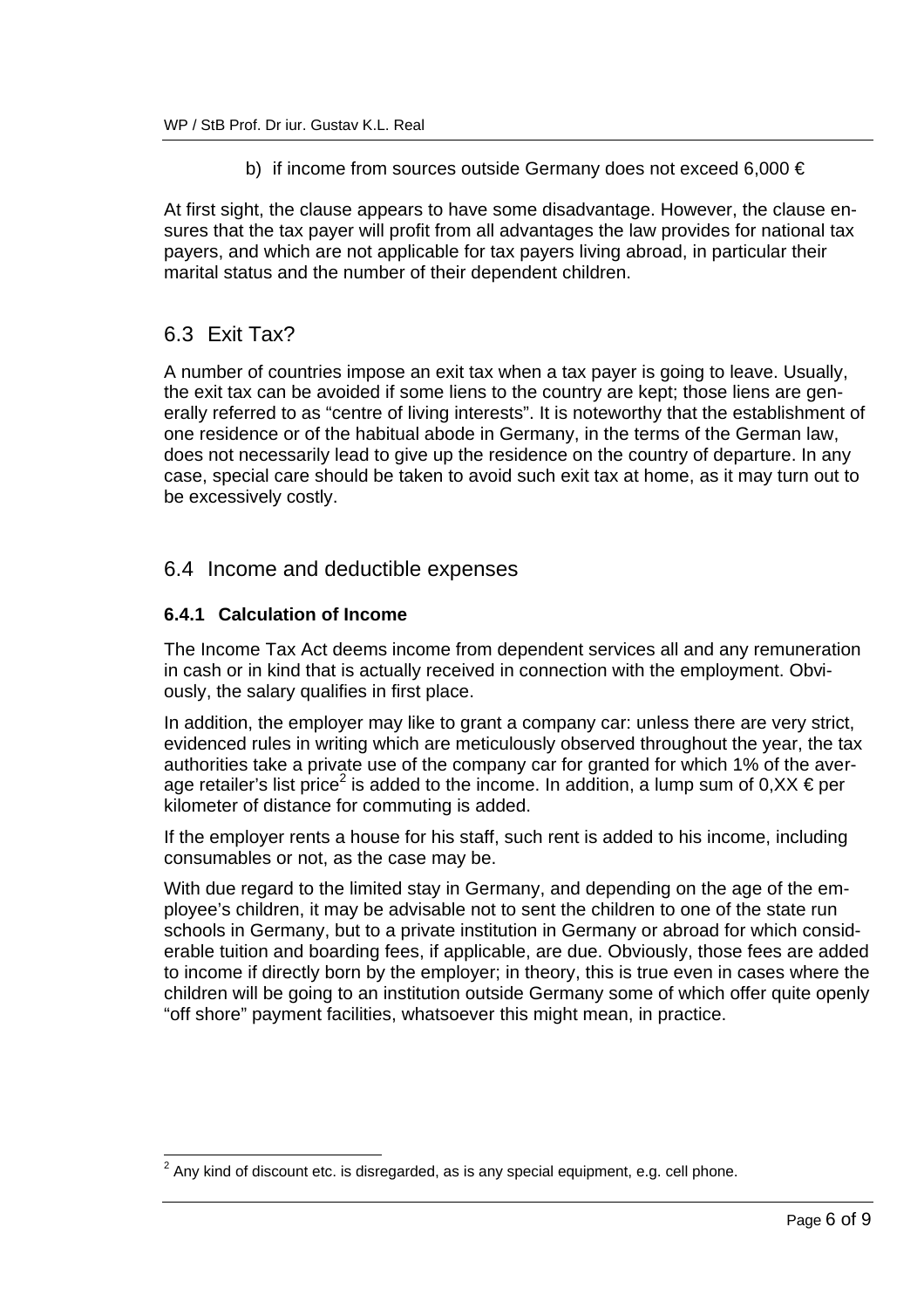b) if income from sources outside Germany does not exceed 6,000 €

At first sight, the clause appears to have some disadvantage. However, the clause ensures that the tax payer will profit from all advantages the law provides for national tax payers, and which are not applicable for tax payers living abroad, in particular their marital status and the number of their dependent children.

## 6.3 Exit Tax?

A number of countries impose an exit tax when a tax payer is going to leave. Usually, the exit tax can be avoided if some liens to the country are kept; those liens are generally referred to as "centre of living interests". It is noteworthy that the establishment of one residence or of the habitual abode in Germany, in the terms of the German law, does not necessarily lead to give up the residence on the country of departure. In any case, special care should be taken to avoid such exit tax at home, as it may turn out to be excessively costly.

## 6.4 Income and deductible expenses

### 6.4.1 Calculation of Income

The Income Tax Act deems income from dependent services all and any remuneration in cash or in kind that is actually received in connection with the employment. Obviously, the salary qualifies in first place.

In addition, the employer may like to grant a company car: unless there are very strict, evidenced rules in writing which are meticulously observed throughout the year, the tax authorities take a private use of the company car for granted for which 1% of the average retailer's list price[2] is added to the income. In addition, a lump sum of 0,XX € per kilometer of distance for commuting is added.

If the employer rents a house for his staff, such rent is added to his income, including consumables or not, as the case may be.

With due regard to the limited stay in Germany, and depending on the age of the employee's children, it may be advisable not to sent the children to one of the state run schools in Germany, but to a private institution in Germany or abroad for which considerable tuition and boarding fees, if applicable, are due. Obviously, those fees are added to income if directly born by the employer; in theory, this is true even in cases where the children will be going to an institution outside Germany some of which offer quite openly "off shore" payment facilities, whatsoever this might mean, in practice.

[2] Any kind of discount etc. is disregarded, as is any special equipment, e.g. cell phone.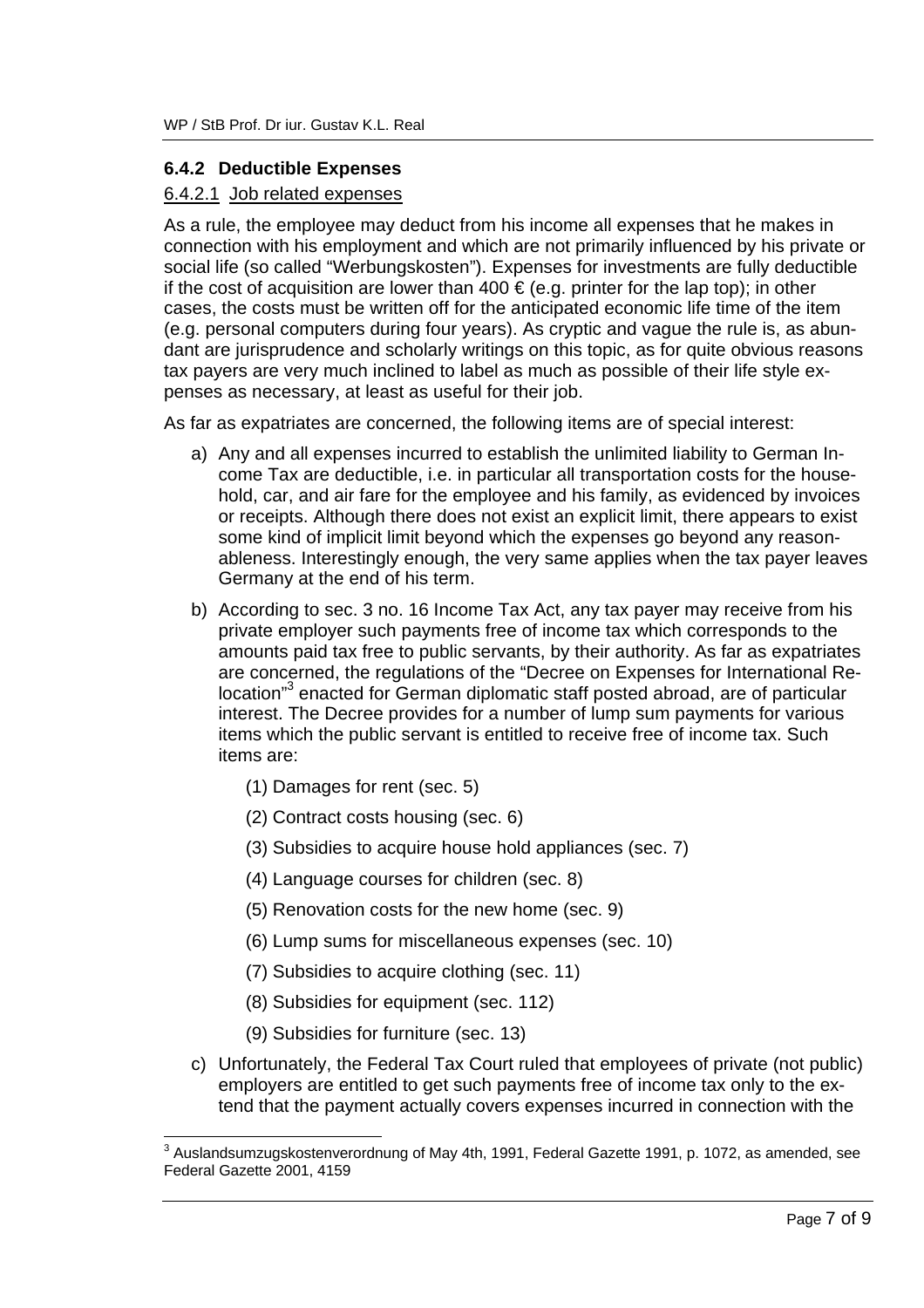### 6.4.2 Deductible Expenses

#### 6.4.2.1 Job related expenses

As a rule, the employee may deduct from his income all expenses that he makes in connection with his employment and which are not primarily influenced by his private or social life (so called "Werbungskosten"). Expenses for investments are fully deductible if the cost of acquisition are lower than 400 € (e.g. printer for the lap top); in other cases, the costs must be written off for the anticipated economic life time of the item (e.g. personal computers during four years). As cryptic and vague the rule is, as abundant are jurisprudence and scholarly writings on this topic, as for quite obvious reasons tax payers are very much inclined to label as much as possible of their life style expenses as necessary, at least as useful for their job.

As far as expatriates are concerned, the following items are of special interest:

a) Any and all expenses incurred to establish the unlimited liability to German Income Tax are deductible, i.e. in particular all transportation costs for the household, car, and air fare for the employee and his family, as evidenced by invoices or receipts. Although there does not exist an explicit limit, there appears to exist some kind of implicit limit beyond which the expenses go beyond any reasonableness. Interestingly enough, the very same applies when the tax payer leaves Germany at the end of his term.

b) According to sec. 3 no. 16 Income Tax Act, any tax payer may receive from his private employer such payments free of income tax which corresponds to the amounts paid tax free to public servants, by their authority. As far as expatriates are concerned, the regulations of the "Decree on Expenses for International Relocation"[3] enacted for German diplomatic staff posted abroad, are of particular interest. The Decree provides for a number of lump sum payments for various items which the public servant is entitled to receive free of income tax. Such items are:

   (1) Damages for rent (sec. 5)

   (2) Contract costs housing (sec. 6)

   (3) Subsidies to acquire house hold appliances (sec. 7)

   (4) Language courses for children (sec. 8)

   (5) Renovation costs for the new home (sec. 9)

   (6) Lump sums for miscellaneous expenses (sec. 10)

   (7) Subsidies to acquire clothing (sec. 11)

   (8) Subsidies for equipment (sec. 112)

   (9) Subsidies for furniture (sec. 13)

c) Unfortunately, the Federal Tax Court ruled that employees of private (not public) employers are entitled to get such payments free of income tax only to the extend that the payment actually covers expenses incurred in connection with the

---

[3] Auslandsumzugskostenverordnung of May 4th, 1991, Federal Gazette 1991, p. 1072, as amended, see Federal Gazette 2001, 4159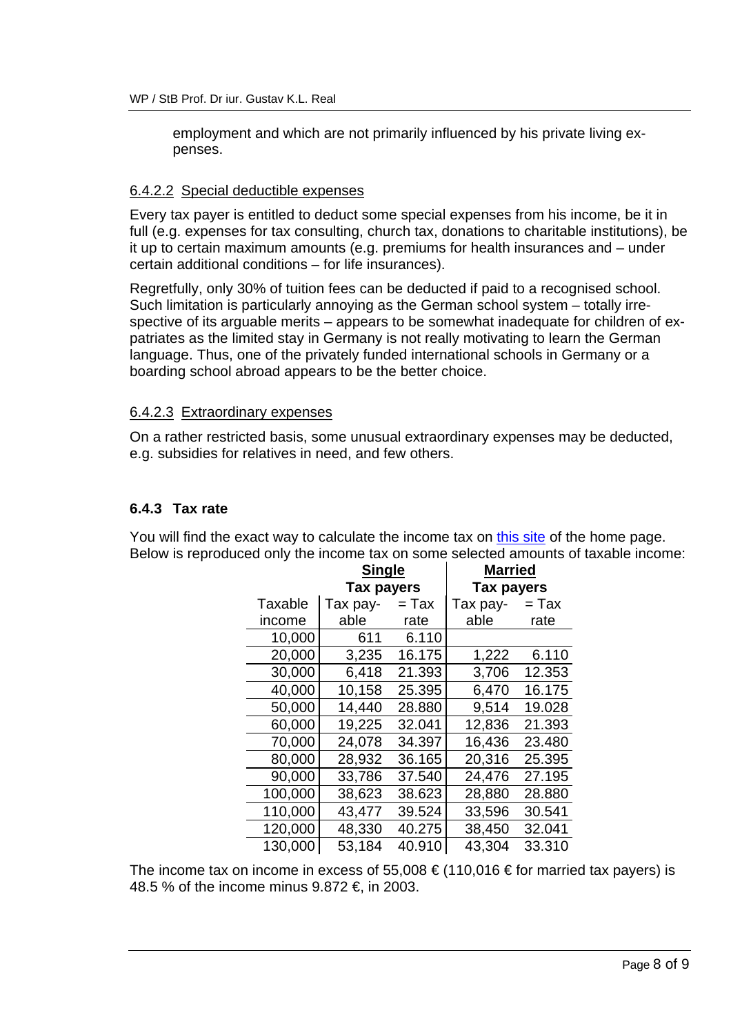employment and which are not primarily influenced by his private living expenses.

#### 6.4.2.2 Special deductible expenses

Every tax payer is entitled to deduct some special expenses from his income, be it in full (e.g. expenses for tax consulting, church tax, donations to charitable institutions), be it up to certain maximum amounts (e.g. premiums for health insurances and – under certain additional conditions – for life insurances).

Regretfully, only 30% of tuition fees can be deducted if paid to a recognised school. Such limitation is particularly annoying as the German school system – totally irrespective of its arguable merits – appears to be somewhat inadequate for children of expatriates as the limited stay in Germany is not really motivating to learn the German language. Thus, one of the privately funded international schools in Germany or a boarding school abroad appears to be the better choice.

#### 6.4.2.3 Extraordinary expenses

On a rather restricted basis, some unusual extraordinary expenses may be deducted, e.g. subsidies for relatives in need, and few others.

### 6.4.3 Tax rate

You will find the exact way to calculate the income tax on this site of the home page. Below is reproduced only the income tax on some selected amounts of taxable income:

| | Single Tax payers | | Married Tax payers | |
|---|---|---|---|---|
| Taxable income | Tax payable | = Tax rate | Tax payable | = Tax rate |
| 10,000 | 611 | 6.110 | | |
| 20,000 | 3,235 | 16.175 | 1,222 | 6.110 |
| 30,000 | 6,418 | 21.393 | 3,706 | 12.353 |
| 40,000 | 10,158 | 25.395 | 6,470 | 16.175 |
| 50,000 | 14,440 | 28.880 | 9,514 | 19.028 |
| 60,000 | 19,225 | 32.041 | 12,836 | 21.393 |
| 70,000 | 24,078 | 34.397 | 16,436 | 23.480 |
| 80,000 | 28,932 | 36.165 | 20,316 | 25.395 |
| 90,000 | 33,786 | 37.540 | 24,476 | 27.195 |
| 100,000 | 38,623 | 38.623 | 28,880 | 28.880 |
| 110,000 | 43,477 | 39.524 | 33,596 | 30.541 |
| 120,000 | 48,330 | 40.275 | 38,450 | 32.041 |
| 130,000 | 53,184 | 40.910 | 43,304 | 33.310 |

The income tax on income in excess of 55,008 € (110,016 € for married tax payers) is 48.5 % of the income minus 9.872 €, in 2003.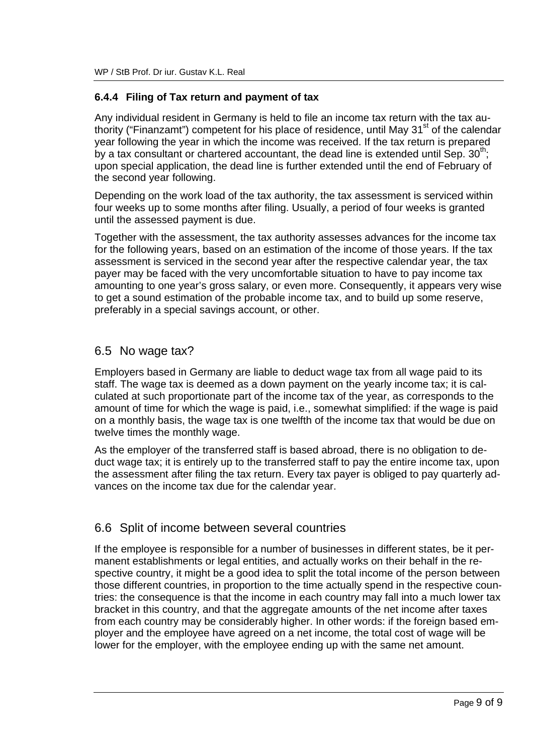#### 6.4.4 Filing of Tax return and payment of tax

Any individual resident in Germany is held to file an income tax return with the tax authority ("Finanzamt") competent for his place of residence, until May 31st of the calendar year following the year in which the income was received. If the tax return is prepared by a tax consultant or chartered accountant, the dead line is extended until Sep. 30th; upon special application, the dead line is further extended until the end of February of the second year following.

Depending on the work load of the tax authority, the tax assessment is serviced within four weeks up to some months after filing. Usually, a period of four weeks is granted until the assessed payment is due.

Together with the assessment, the tax authority assesses advances for the income tax for the following years, based on an estimation of the income of those years. If the tax assessment is serviced in the second year after the respective calendar year, the tax payer may be faced with the very uncomfortable situation to have to pay income tax amounting to one year's gross salary, or even more. Consequently, it appears very wise to get a sound estimation of the probable income tax, and to build up some reserve, preferably in a special savings account, or other.

## 6.5 No wage tax?

Employers based in Germany are liable to deduct wage tax from all wage paid to its staff. The wage tax is deemed as a down payment on the yearly income tax; it is calculated at such proportionate part of the income tax of the year, as corresponds to the amount of time for which the wage is paid, i.e., somewhat simplified: if the wage is paid on a monthly basis, the wage tax is one twelfth of the income tax that would be due on twelve times the monthly wage.

As the employer of the transferred staff is based abroad, there is no obligation to deduct wage tax; it is entirely up to the transferred staff to pay the entire income tax, upon the assessment after filing the tax return. Every tax payer is obliged to pay quarterly advances on the income tax due for the calendar year.

## 6.6 Split of income between several countries

If the employee is responsible for a number of businesses in different states, be it permanent establishments or legal entities, and actually works on their behalf in the respective country, it might be a good idea to split the total income of the person between those different countries, in proportion to the time actually spend in the respective countries: the consequence is that the income in each country may fall into a much lower tax bracket in this country, and that the aggregate amounts of the net income after taxes from each country may be considerably higher. In other words: if the foreign based employer and the employee have agreed on a net income, the total cost of wage will be lower for the employer, with the employee ending up with the same net amount.